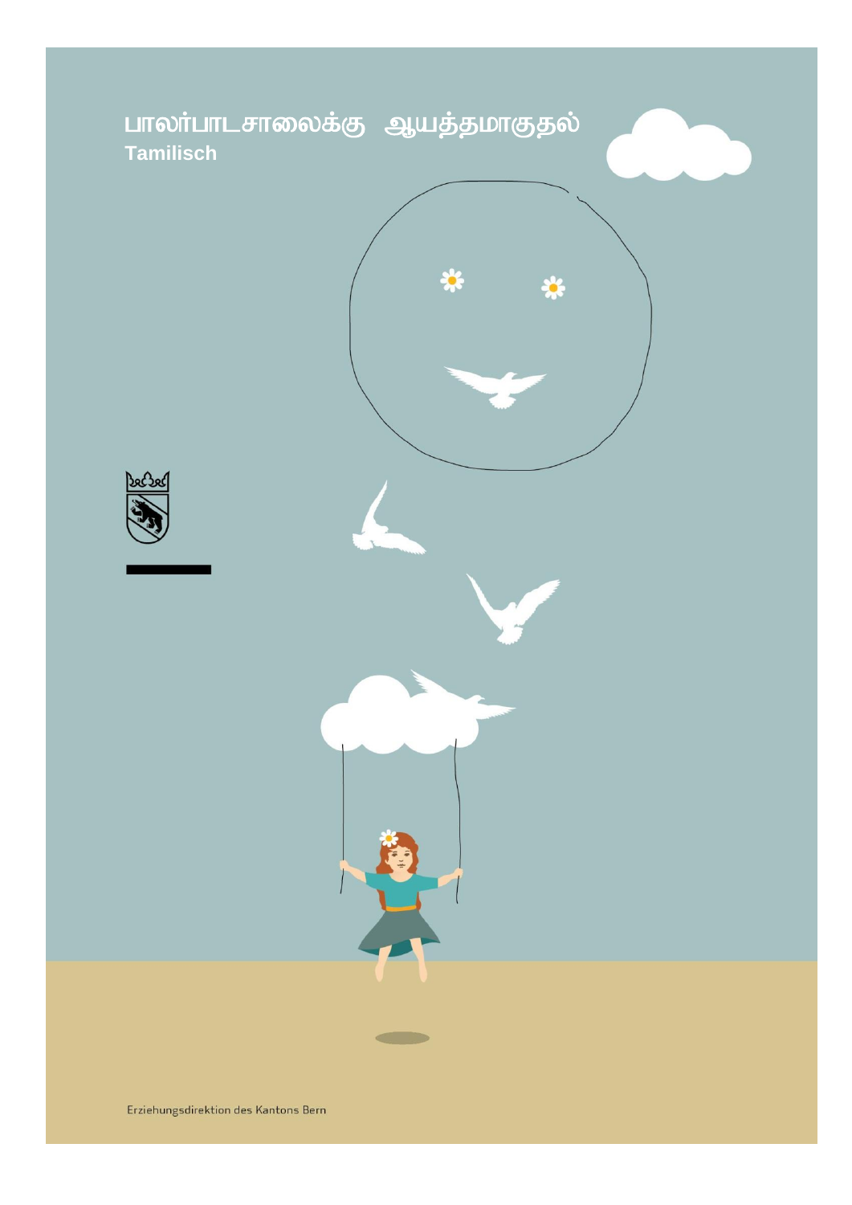# பாலர்பாடசாலைக்கு ஆயத்தமாகுதல்

**Tamilisch**

Erziehungsdirektion des Kantons Bern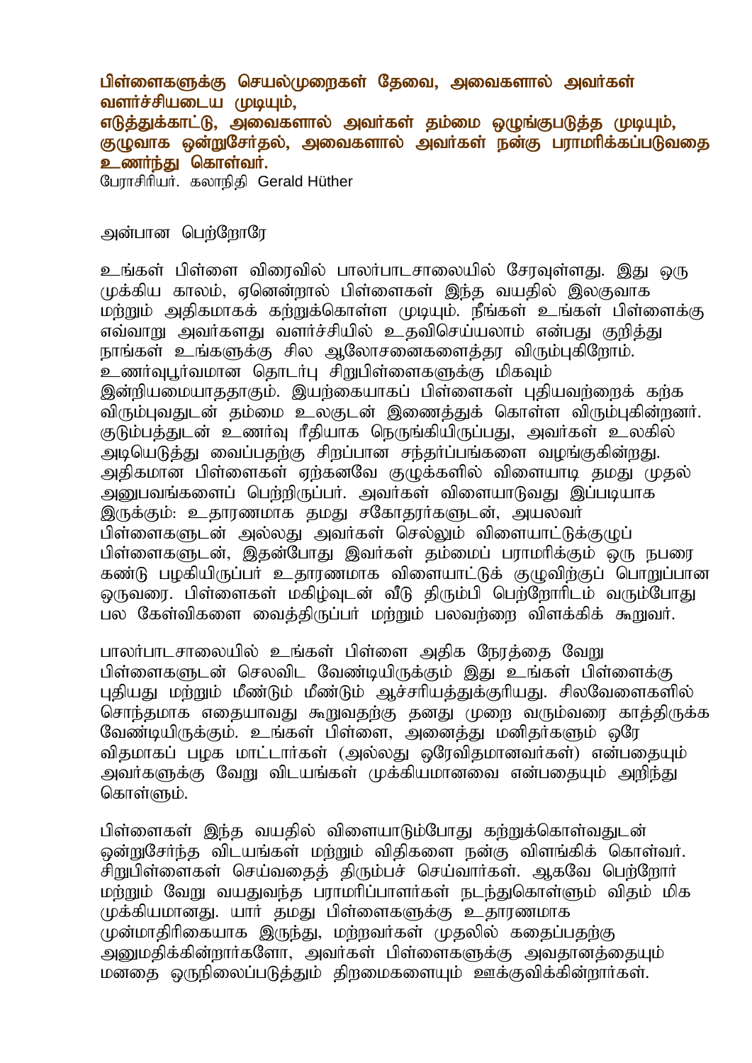**பிள்ளைகளுக்கு செயல்முறைகள் தேவை, அவைகளால் அவர்கள் வளர்ச்சியடைய முடியும், எடுத்துக்காட்டு, அவைகளால் அவர்கள் தம்மை ஒழுங்குபடுத்த முடியும், குழுவாக ஒன்றுசேர்தல், அவைகளால் அவர்கள் நன்கு பராமரிக்கப்படுவதை உணர்ந்து கொள்வர்.**

பேராசிரியர். கலாநிதி Gerald Hüther

அன்பான பெற்றோரே

உங்கள் பிள்ளை விரைவில் பாலர்பாடசாலையில் சேரவுள்ளது. இது ஒரு முக்கிய காலம், ஏனென்றால் பிள்ளைகள் இந்த வயதில் இலகுவாக மற்றும் அதிகமாகக் கற்றுக்கொள்ள முடியும். நீங்கள் உங்கள் பிள்ளைக்கு எவ்வாறு அவர்களது வளர்ச்சியில் உதவிசெய்யலாம் என்பது குறித்து நாங்கள் உங்களுக்கு சில ஆலோசனைகளைத்தர விரும்புகிறோம். உணர்வுபூர்வமான தொடர்பு சிறுபிள்ளைகளுக்கு மிகவும் இன்றியமையாததாகும். இயற்கையாகப் பிள்ளைகள் புதியவற்றைக் கற்க விரும்புவதுடன் தம்மை உலகுடன் இணைத்துக் கொள்ள விரும்புகின்றனர். குடும்பத்துடன் உணர்வு ரீதியாக நெருங்கியிருப்பது, அவர்கள் உலகில் அடியெடுத்து வைப்பதற்கு சிறப்பான சந்தர்ப்பங்களை வழங்குகின்றது. அதிகமான பிள்ளைகள் ஏற்கனவே குழுக்களில் விளையாடி தமது முதல் அனுபவங்களைப் பெற்றிருப்பர். அவர்கள் விளையாடுவது இப்படியாக இருக்கும்: உதாரணமாக தமது சகோதரர்களுடன், அயலவர் பிள்ளைகளுடன் அல்லது அவர்கள் செல்லும் விளையாட்டுக்குழுப் பிள்ளைகளுடன், இதன்போது இவர்கள் தம்மைப் பராமரிக்கும் ஒரு நபரை கண்டு பழகியிருப்பர் உதாரணமாக விளையாட்டுக் குழுவிற்குப் பொறுப்பான ஒருவரை. பிள்ளைகள் மகிழ்வுடன் வீடு திரும்பி பெற்றோரிடம் வரும்போது பல கேள்விகளை வைத்திருப்பர் மற்றும் பலவற்றை விளக்கிக் கூறுவர்.

பாலர்பாடசாலையில் உங்கள் பிள்ளை அதிக நேரத்தை வேறு பிள்ளைகளுடன் செலவிட வேண்டியிருக்கும் இது உங்கள் பிள்ளைக்கு புதியது மற்றும் மீண்டும் மீண்டும் ஆச்சரியத்துக்குரியது. சிலவேளைகளில் சொந்தமாக எதையாவது கூறுவதற்கு தனது முறை வரும்வரை காத்திருக்க வேண்டியிருக்கும். உங்கள் பிள்ளை, அனைத்து மனிதர்களும் ஒரே விதமாகப் பழக மாட்டார்கள் (அல்லது ஒரேவிதமானவர்கள்) என்பதையும் அவர்களுக்கு வேறு விடயங்கள் முக்கியமானவை என்பதையும் அறிந்து கொள்ளும்.

பிள்ளைகள் இந்த வயதில் விளையாடும்போது கற்றுக்கொள்வதுடன் ஒன்றுசேர்ந்த விடயங்கள் மற்றும் விதிகளை நன்கு விளங்கிக் கொள்வர். சிறுபிள்ளைகள் செய்வதைத் திரும்பச் செய்வார்கள். ஆகவே பெற்றோர் மற்றும் வேறு வயதுவந்த பராமரிப்பாளர்கள் நடந்துகொள்ளும் விதம் மிக முக்கியமானது. யார் தமது பிள்ளைகளுக்கு உதாரணமாக முன்மாதிரிகையாக இருந்து, மற்றவர்கள் முதலில் கதைப்பதற்கு அனுமதிக்கின்றார்களோ, அவர்கள் பிள்ளைகளுக்கு அவதானத்தையும் மனதை ஒருநிலைப்படுத்தும் திறமைகளையும் ஊக்குவிக்கின்றார்கள்.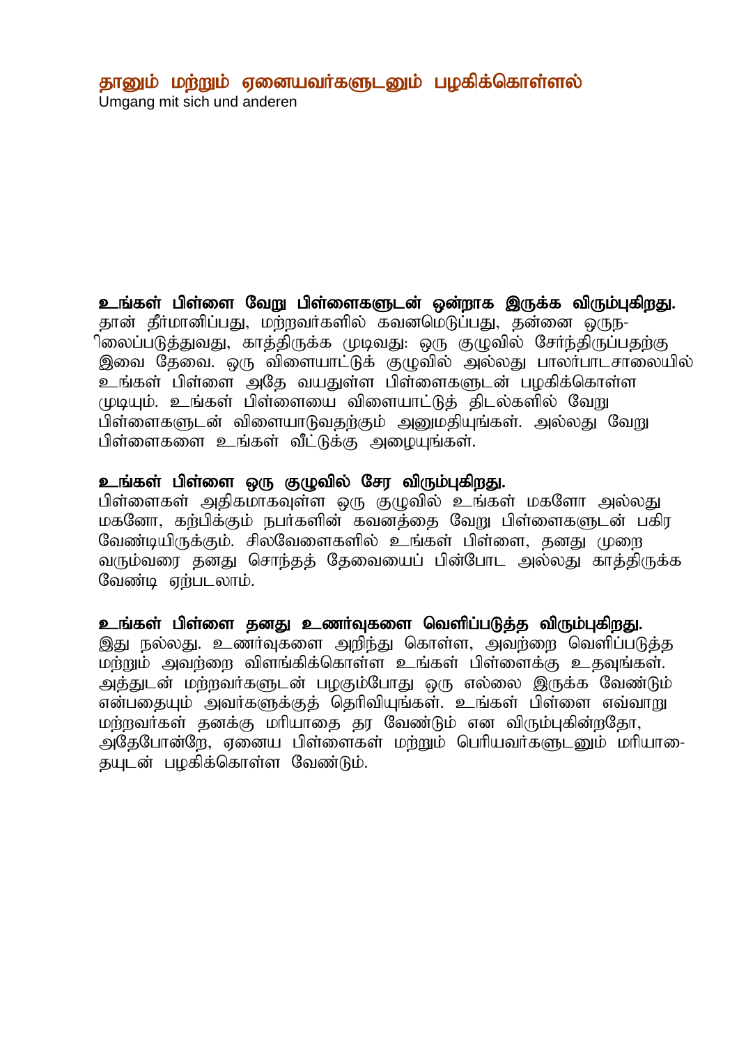## தானும் மற்றும் ஏனையவர்களுடனும் பழகிக்கொள்ளல்

Umgang mit sich und anderen

**உங்கள் பிள்ளை வேறு பிள்ளைகளுடன் ஒன்றாக இருக்க விரும்புகிறது.**
தான் தீர்மானிப்பது, மற்றவர்களில் கவனமெடுப்பது, தன்னை ஒருநிலைப்படுத்துவது, காத்திருக்க முடிவது: ஒரு குழுவில் சேர்ந்திருப்பதற்கு இவை தேவை. ஒரு விளையாட்டுக் குழுவில் அல்லது பாலர்பாடசாலையில் உங்கள் பிள்ளை அதே வயதுள்ள பிள்ளைகளுடன் பழகிக்கொள்ள முடியும். உங்கள் பிள்ளையை விளையாட்டுத் திடல்களில் வேறு பிள்ளைகளுடன் விளையாடுவதற்கும் அனுமதியுங்கள். அல்லது வேறு பிள்ளைகளை உங்கள் வீட்டுக்கு அழையுங்கள்.

**உங்கள் பிள்ளை ஒரு குழுவில் சேர விரும்புகிறது.**
பிள்ளைகள் அதிகமாகவுள்ள ஒரு குழுவில் உங்கள் மகளோ அல்லது மகனோ, கற்பிக்கும் நபர்களின் கவனத்தை வேறு பிள்ளைகளுடன் பகிர வேண்டியிருக்கும். சிலவேளைகளில் உங்கள் பிள்ளை, தனது முறை வரும்வரை தனது சொந்தத் தேவையைப் பின்போட அல்லது காத்திருக்க வேண்டி ஏற்படலாம்.

**உங்கள் பிள்ளை தனது உணர்வுகளை வெளிப்படுத்த விரும்புகிறது.**
இது நல்லது. உணர்வுகளை அறிந்து கொள்ள, அவற்றை வெளிப்படுத்த மற்றும் அவற்றை விளங்கிக்கொள்ள உங்கள் பிள்ளைக்கு உதவுங்கள். அத்துடன் மற்றவர்களுடன் பழகும்போது ஒரு எல்லை இருக்க வேண்டும் என்பதையும் அவர்களுக்குத் தெரிவியுங்கள். உங்கள் பிள்ளை எவ்வாறு மற்றவர்கள் தனக்கு மரியாதை தர வேண்டும் என விரும்புகின்றதோ, அதேபோன்றே, ஏனைய பிள்ளைகள் மற்றும் பெரியவர்களுடனும் மரியாதையுடன் பழகிக்கொள்ள வேண்டும்.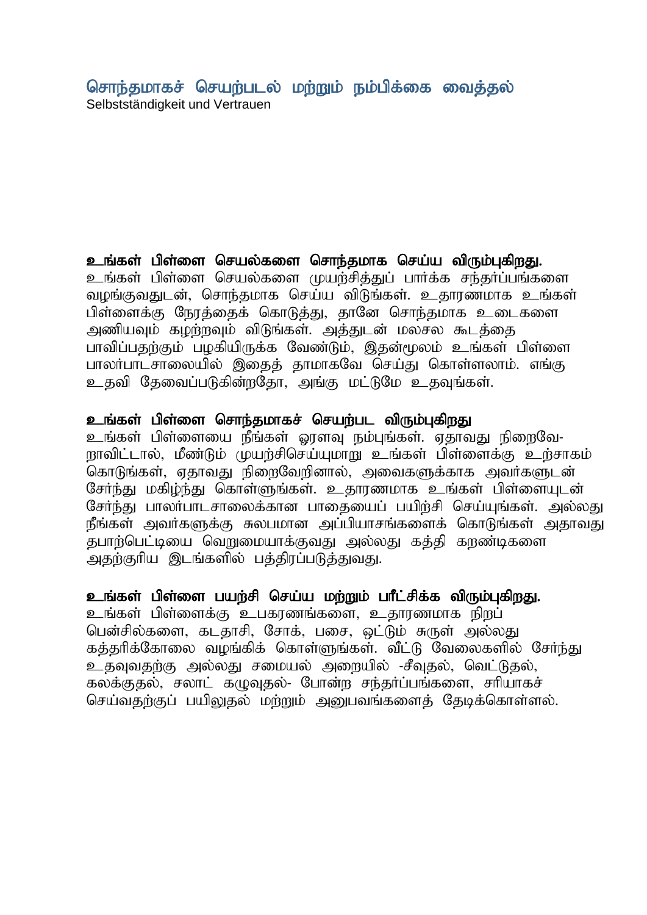## சொந்தமாகச் செயற்படல் மற்றும் நம்பிக்கை வைத்தல்

Selbstständigkeit und Vertrauen

**உங்கள் பிள்ளை செயல்களை சொந்தமாக செய்ய விரும்புகிறது.**
உங்கள் பிள்ளை செயல்களை முயற்சித்துப் பார்க்க சந்தர்ப்பங்களை வழங்குவதுடன், சொந்தமாக செய்ய விடுங்கள். உதாரணமாக உங்கள் பிள்ளைக்கு நேரத்தைக் கொடுத்து, தானே சொந்தமாக உடைகளை அணியவும் கழற்றவும் விடுங்கள். அத்துடன் மலசல கூடத்தை பாவிப்பதற்கும் பழகியிருக்க வேண்டும், இதன்மூலம் உங்கள் பிள்ளை பாலர்பாடசாலையில் இதைத் தாமாகவே செய்து கொள்ளலாம். எங்கு உதவி தேவைப்படுகின்றதோ, அங்கு மட்டுமே உதவுங்கள்.

**உங்கள் பிள்ளை சொந்தமாகச் செயற்பட விரும்புகிறது**
உங்கள் பிள்ளையை நீங்கள் ஓரளவு நம்புங்கள். ஏதாவது நிறைவே-றாவிட்டால், மீண்டும் முயற்சிசெய்யுமாறு உங்கள் பிள்ளைக்கு உற்சாகம் கொடுங்கள், ஏதாவது நிறைவேறினால், அவைகளுக்காக அவர்களுடன் சேர்ந்து மகிழ்ந்து கொள்ளுங்கள். உதாரணமாக உங்கள் பிள்ளையுடன் சேர்ந்து பாலர்பாடசாலைக்கான பாதையைப் பயிற்சி செய்யுங்கள். அல்லது நீங்கள் அவர்களுக்கு சுலபமான அப்பியாசங்களைக் கொடுங்கள் அதாவது தபாற்பெட்டியை வெறுமையாக்குவது அல்லது கத்தி கறண்டிகளை அதற்குரிய இடங்களில் பத்திரப்படுத்துவது.

**உங்கள் பிள்ளை பயற்சி செய்ய மற்றும் பரீட்சிக்க விரும்புகிறது.**
உங்கள் பிள்ளைக்கு உபகரணங்களை, உதாரணமாக நிறப் பென்சில்களை, கடதாசி, சோக், பசை, ஒட்டும் சுருள் அல்லது கத்தரிக்கோலை வழங்கிக் கொள்ளுங்கள். வீட்டு வேலைகளில் சேர்ந்து உதவுவதற்கு அல்லது சமையல் அறையில் -சீவுதல், வெட்டுதல், கலக்குதல், சலாட் கழுவுதல்- போன்ற சந்தர்ப்பங்களை, சரியாகச் செய்வதற்குப் பயிலுதல் மற்றும் அனுபவங்களைத் தேடிக்கொள்ளல்.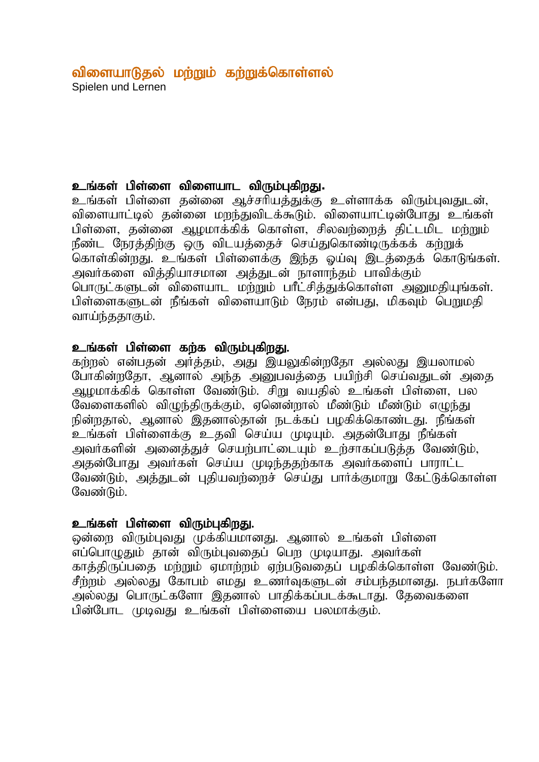## விளையாடுதல் மற்றும் கற்றுக்கொள்ளல்

Spielen und Lernen

**உங்கள் பிள்ளை விளையாட விரும்புகிறது.**

உங்கள் பிள்ளை தன்னை ஆச்சரியத்துக்கு உள்ளாக்க விரும்புவதுடன், விளையாட்டில் தன்னை மறந்துவிடக்கூடும். விளையாட்டின்போது உங்கள் பிள்ளை, தன்னை ஆழமாக்கிக் கொள்ள, சிலவற்றைத் திட்டமிட மற்றும் நீண்ட நேரத்திற்கு ஒரு விடயத்தைச் செய்துகொண்டிருக்கக் கற்றுக் கொள்கின்றது. உங்கள் பிள்ளைக்கு இந்த ஓய்வு இடத்தைக் கொடுங்கள். அவர்களை வித்தியாசமான அத்துடன் நாளாந்தம் பாவிக்கும் பொருட்களுடன் விளையாட மற்றும் பரீட்சித்துக்கொள்ள அனுமதியுங்கள். பிள்ளைகளுடன் நீங்கள் விளையாடும் நேரம் என்பது, மிகவும் பெறுமதி வாய்ந்ததாகும்.

**உங்கள் பிள்ளை கற்க விரும்புகிறது.**

கற்றல் என்பதன் அர்த்தம், அது இயலுகின்றதோ அல்லது இயலாமல் போகின்றதோ, ஆனால் அந்த அனுபவத்தை பயிற்சி செய்வதுடன் அதை ஆழமாக்கிக் கொள்ள வேண்டும். சிறு வயதில் உங்கள் பிள்ளை, பல வேளைகளில் விழுந்திருக்கும், ஏனென்றால் மீண்டும் மீண்டும் எழுந்து நின்றதால், ஆனால் இதனால்தான் நடக்கப் பழகிக்கொண்டது. நீங்கள் உங்கள் பிள்ளைக்கு உதவி செய்ய முடியும். அதன்போது நீங்கள் அவர்களின் அனைத்துச் செயற்பாட்டையும் உற்சாகப்படுத்த வேண்டும், அதன்போது அவர்கள் செய்ய முடிந்ததற்காக அவர்களைப் பாராட்ட வேண்டும், அத்துடன் புதியவற்றைச் செய்து பார்க்குமாறு கேட்டுக்கொள்ள வேண்டும்.

**உங்கள் பிள்ளை விரும்புகிறது.**

ஒன்றை விரும்புவது முக்கியமானது. ஆனால் உங்கள் பிள்ளை எப்பொழுதும் தான் விரும்புவதைப் பெற முடியாது. அவர்கள் காத்திருப்பதை மற்றும் ஏமாற்றம் ஏற்படுவதைப் பழகிக்கொள்ள வேண்டும். சீற்றம் அல்லது கோபம் எமது உணர்வுகளுடன் சம்பந்தமானது. நபர்களோ அல்லது பொருட்களோ இதனால் பாதிக்கப்படக்கூடாது. தேவைகளை பின்போட முடிவது உங்கள் பிள்ளையை பலமாக்கும்.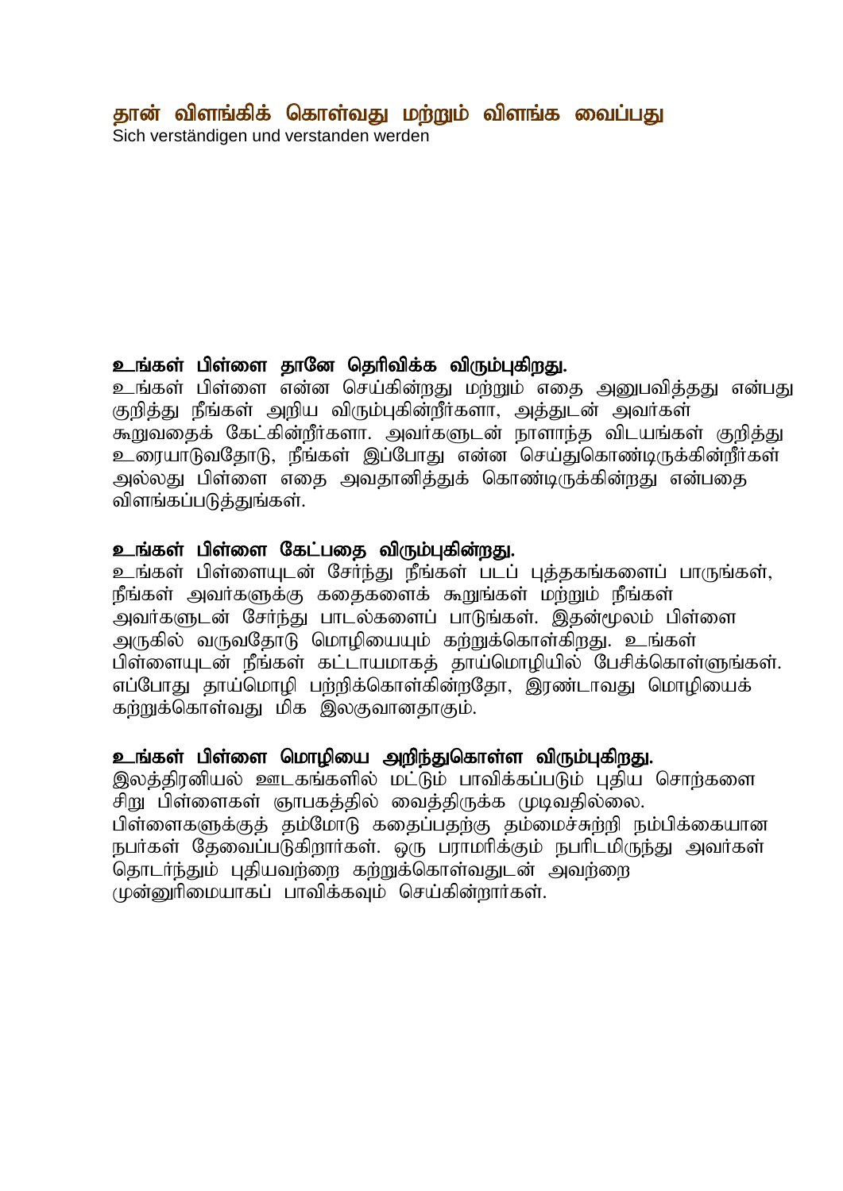## தான் விளங்கிக் கொள்வது மற்றும் விளங்க வைப்பது

Sich verständigen und verstanden werden

### உங்கள் பிள்ளை தானே தெரிவிக்க விரும்புகிறது.

உங்கள் பிள்ளை என்ன செய்கின்றது மற்றும் எதை அனுபவித்தது என்பது குறித்து நீங்கள் அறிய விரும்புகின்றீர்களா, அத்துடன் அவர்கள் கூறுவதைக் கேட்கின்றீர்களா. அவர்களுடன் நாளாந்த விடயங்கள் குறித்து உரையாடுவதோடு, நீங்கள் இப்போது என்ன செய்துகொண்டிருக்கின்றீர்கள் அல்லது பிள்ளை எதை அவதானித்துக் கொண்டிருக்கின்றது என்பதை விளங்கப்படுத்துங்கள்.

### உங்கள் பிள்ளை கேட்பதை விரும்புகின்றது.

உங்கள் பிள்ளையுடன் சேர்ந்து நீங்கள் படப் புத்தகங்களைப் பாருங்கள், நீங்கள் அவர்களுக்கு கதைகளைக் கூறுங்கள் மற்றும் நீங்கள் அவர்களுடன் சேர்ந்து பாடல்களைப் பாடுங்கள். இதன்மூலம் பிள்ளை அருகில் வருவதோடு மொழியையும் கற்றுக்கொள்கிறது. உங்கள் பிள்ளையுடன் நீங்கள் கட்டாயமாகத் தாய்மொழியில் பேசிக்கொள்ளுங்கள். எப்போது தாய்மொழி பற்றிக்கொள்கின்றதோ, இரண்டாவது மொழியைக் கற்றுக்கொள்வது மிக இலகுவானதாகும்.

### உங்கள் பிள்ளை மொழியை அறிந்துகொள்ள விரும்புகிறது.

இலத்திரனியல் ஊடகங்களில் மட்டும் பாவிக்கப்படும் புதிய சொற்களை சிறு பிள்ளைகள் ஞாபகத்தில் வைத்திருக்க முடிவதில்லை. பிள்ளைகளுக்குத் தம்மோடு கதைப்பதற்கு தம்மைச்சுற்றி நம்பிக்கையான நபர்கள் தேவைப்படுகிறார்கள். ஒரு பராமரிக்கும் நபரிடமிருந்து அவர்கள் தொடர்ந்தும் புதியவற்றை கற்றுக்கொள்வதுடன் அவற்றை முன்னுரிமையாகப் பாவிக்கவும் செய்கின்றார்கள்.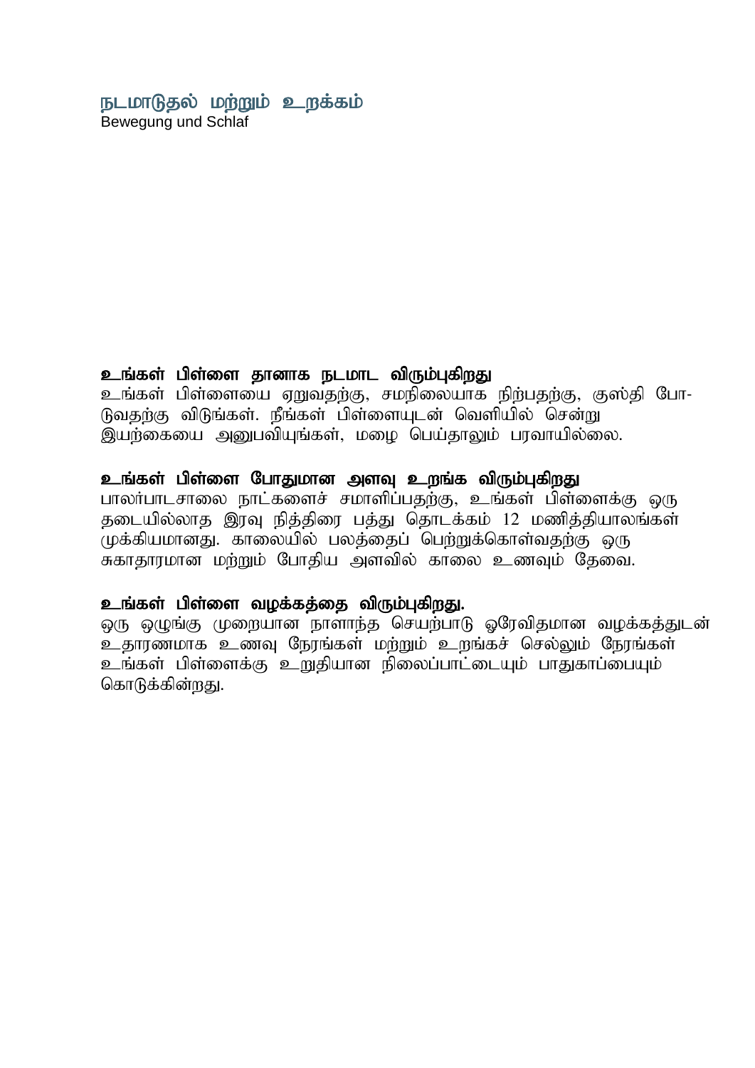## நடமாடுதல் மற்றும் உறக்கம்
Bewegung und Schlaf

**உங்கள் பிள்ளை தானாக நடமாட விரும்புகிறது**
உங்கள் பிள்ளையை ஏறுவதற்கு, சமநிலையாக நிற்பதற்கு, குஸ்தி போடுவதற்கு விடுங்கள். நீங்கள் பிள்ளையுடன் வெளியில் சென்று இயற்கையை அனுபவியுங்கள், மழை பெய்தாலும் பரவாயில்லை.

**உங்கள் பிள்ளை போதுமான அளவு உறங்க விரும்புகிறது**
பாலர்பாடசாலை நாட்களைச் சமாளிப்பதற்கு, உங்கள் பிள்ளைக்கு ஒரு தடையில்லாத இரவு நித்திரை பத்து தொடக்கம் 12 மணித்தியாலங்கள் முக்கியமானது. காலையில் பலத்தைப் பெற்றுக்கொள்வதற்கு ஒரு சுகாதாரமான மற்றும் போதிய அளவில் காலை உணவும் தேவை.

**உங்கள் பிள்ளை வழக்கத்தை விரும்புகிறது.**
ஒரு ஒழுங்கு முறையான நாளாந்த செயற்பாடு ஓரேவிதமான வழக்கத்துடன் உதாரணமாக உணவு நேரங்கள் மற்றும் உறங்கச் செல்லும் நேரங்கள் உங்கள் பிள்ளைக்கு உறுதியான நிலைப்பாட்டையும் பாதுகாப்பையும் கொடுக்கின்றது.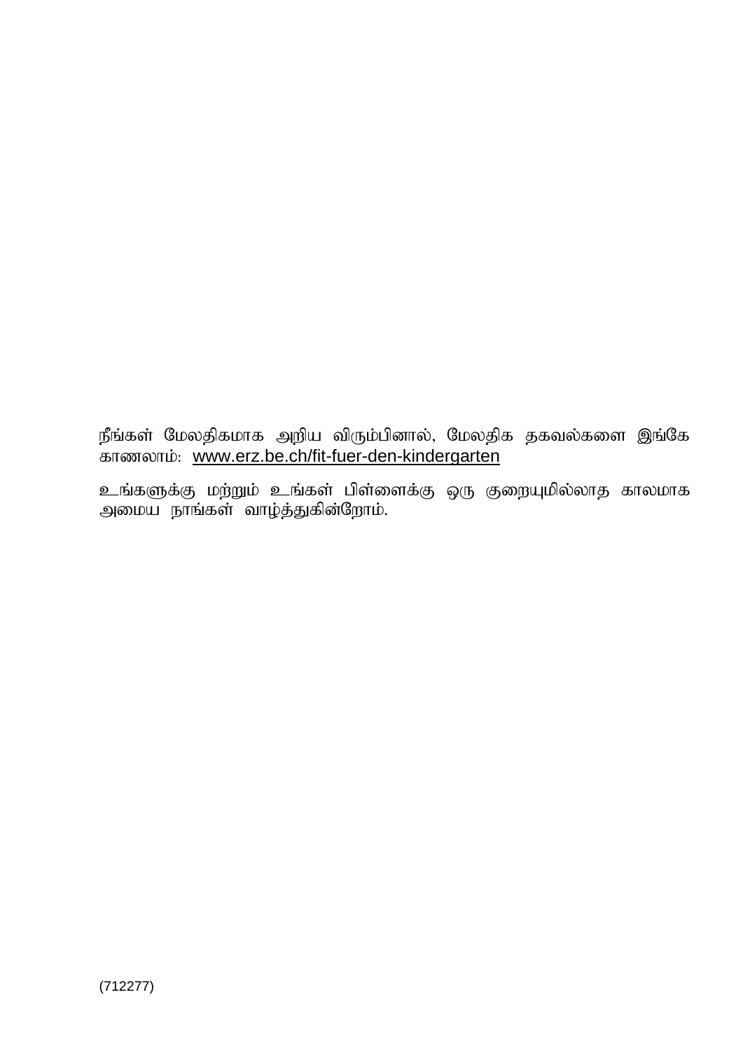நீங்கள் மேலதிகமாக அறிய விரும்பினால், மேலதிக தகவல்களை இங்கே காணலாம்: www.erz.be.ch/fit-fuer-den-kindergarten

உங்களுக்கு மற்றும் உங்கள் பிள்ளைக்கு ஒரு குறையுமில்லாத காலமாக அமைய நாங்கள் வாழ்த்துகின்றோம்.

(712277)